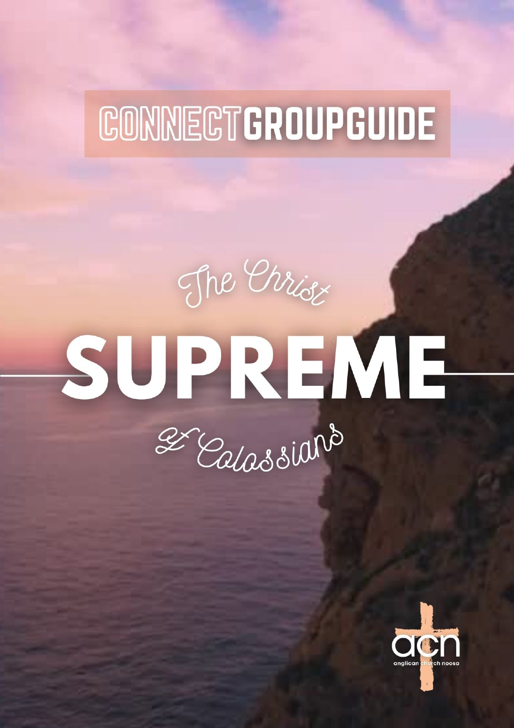# CONNECT GROUP GUIDE

# The Christ SUPREME of Colossians

acn
anglican church noosa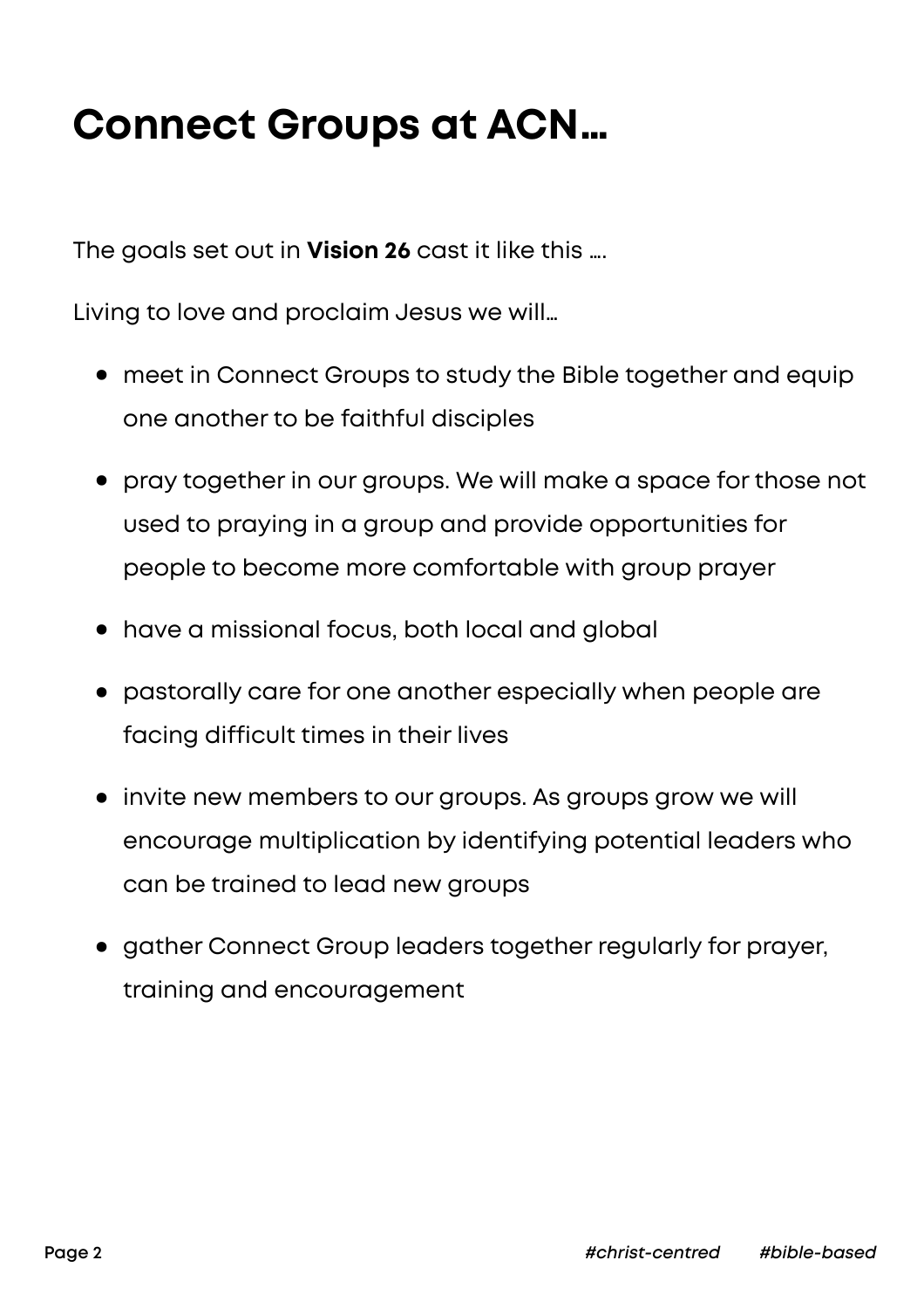# Connect Groups at ACN…

The goals set out in **Vision 26** cast it like this ….

Living to love and proclaim Jesus we will…

- meet in Connect Groups to study the Bible together and equip one another to be faithful disciples
- pray together in our groups. We will make a space for those not used to praying in a group and provide opportunities for people to become more comfortable with group prayer
- have a missional focus, both local and global
- pastorally care for one another especially when people are facing difficult times in their lives
- invite new members to our groups. As groups grow we will encourage multiplication by identifying potential leaders who can be trained to lead new groups
- gather Connect Group leaders together regularly for prayer, training and encouragement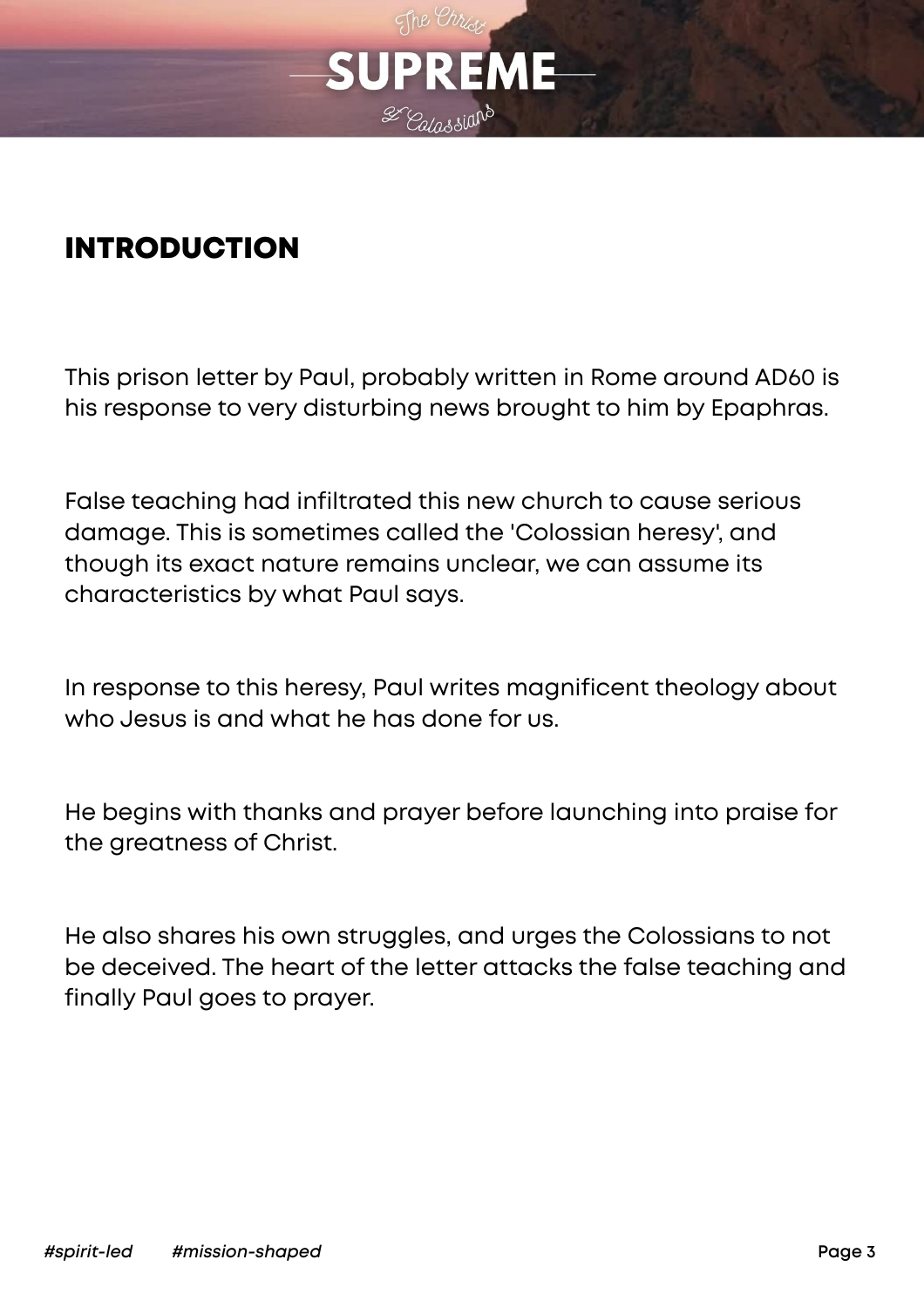## INTRODUCTION

This prison letter by Paul, probably written in Rome around AD60 is his response to very disturbing news brought to him by Epaphras.

False teaching had infiltrated this new church to cause serious damage. This is sometimes called the 'Colossian heresy', and though its exact nature remains unclear, we can assume its characteristics by what Paul says.

In response to this heresy, Paul writes magnificent theology about who Jesus is and what he has done for us.

He begins with thanks and prayer before launching into praise for the greatness of Christ.

He also shares his own struggles, and urges the Colossians to not be deceived. The heart of the letter attacks the false teaching and finally Paul goes to prayer.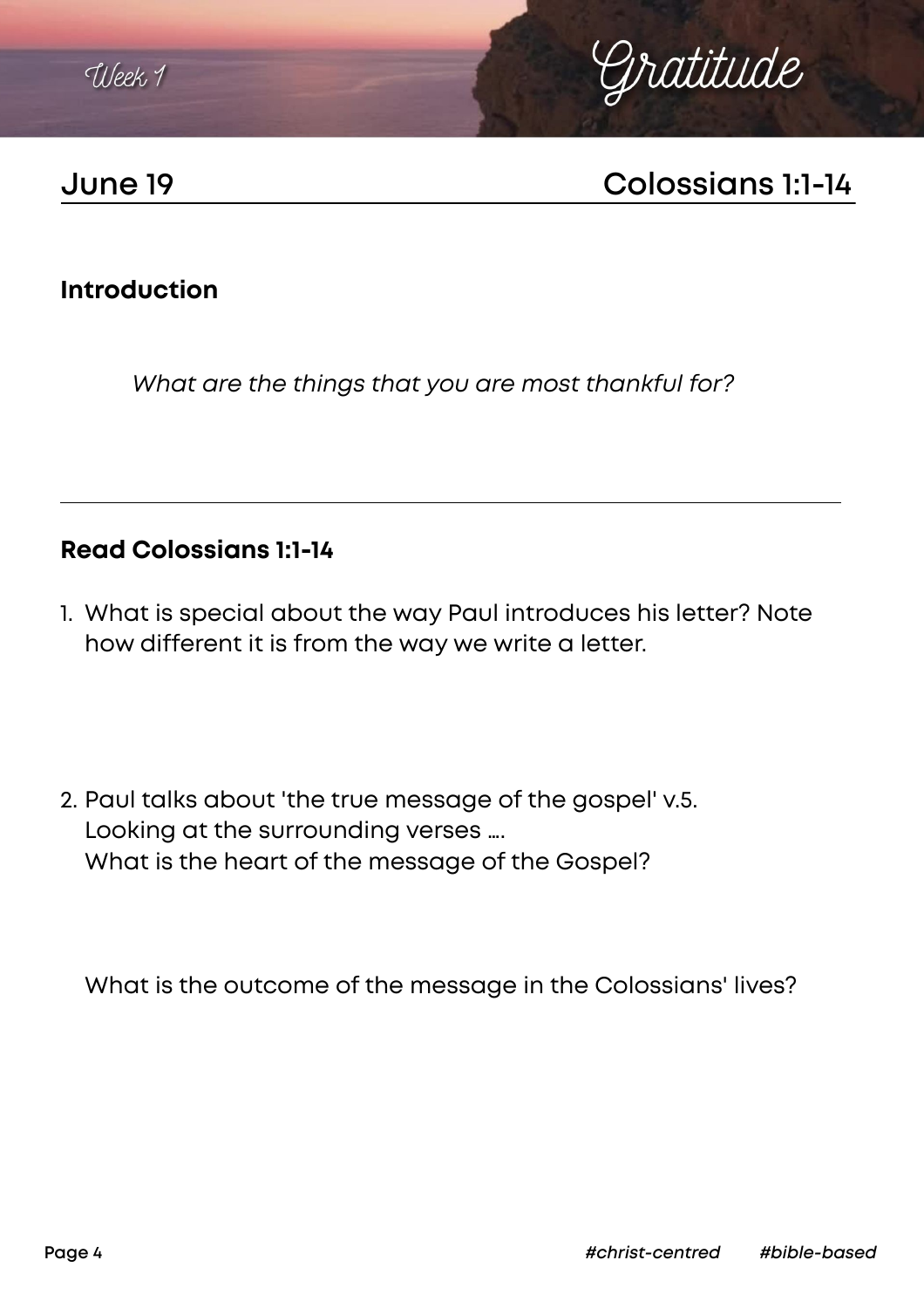Week 1

# Gratitude

## June 19 — Colossians 1:1-14

### Introduction

*What are the things that you are most thankful for?*

---

### Read Colossians 1:1-14

1. What is special about the way Paul introduces his letter? Note how different it is from the way we write a letter.

2. Paul talks about 'the true message of the gospel' v.5.
   Looking at the surrounding verses ….
   What is the heart of the message of the Gospel?

   What is the outcome of the message in the Colossians' lives?

*#christ-centred* *#bible-based*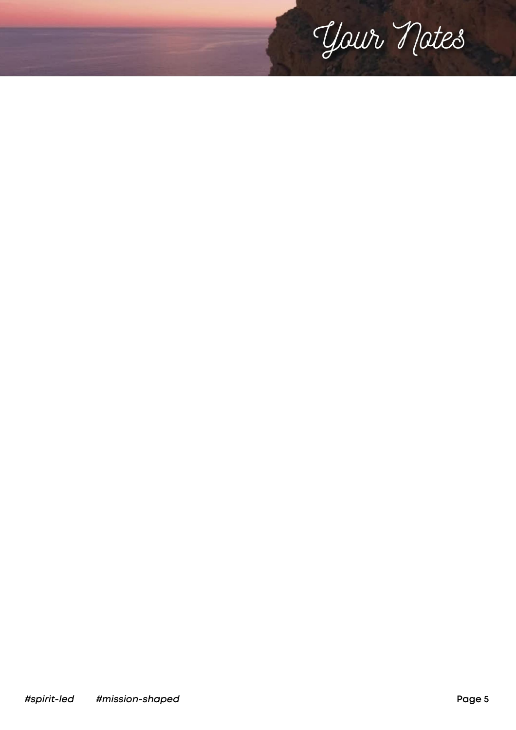# Your Notes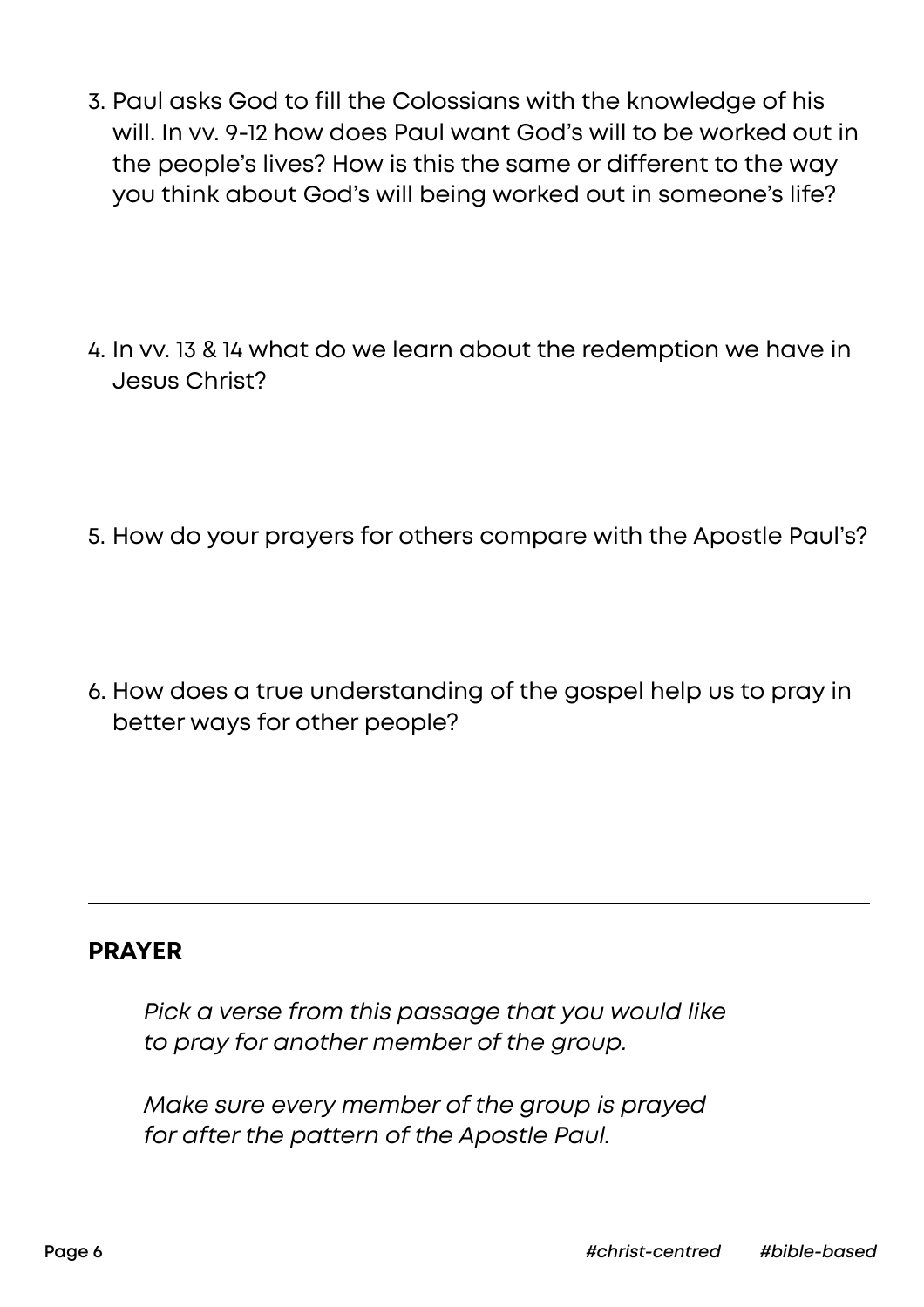3. Paul asks God to fill the Colossians with the knowledge of his will. In vv. 9-12 how does Paul want God's will to be worked out in the people's lives? How is this the same or different to the way you think about God's will being worked out in someone's life?

4. In vv. 13 & 14 what do we learn about the redemption we have in Jesus Christ?

5. How do your prayers for others compare with the Apostle Paul's?

6. How does a true understanding of the gospel help us to pray in better ways for other people?

---

## PRAYER

*Pick a verse from this passage that you would like to pray for another member of the group.*

*Make sure every member of the group is prayed for after the pattern of the Apostle Paul.*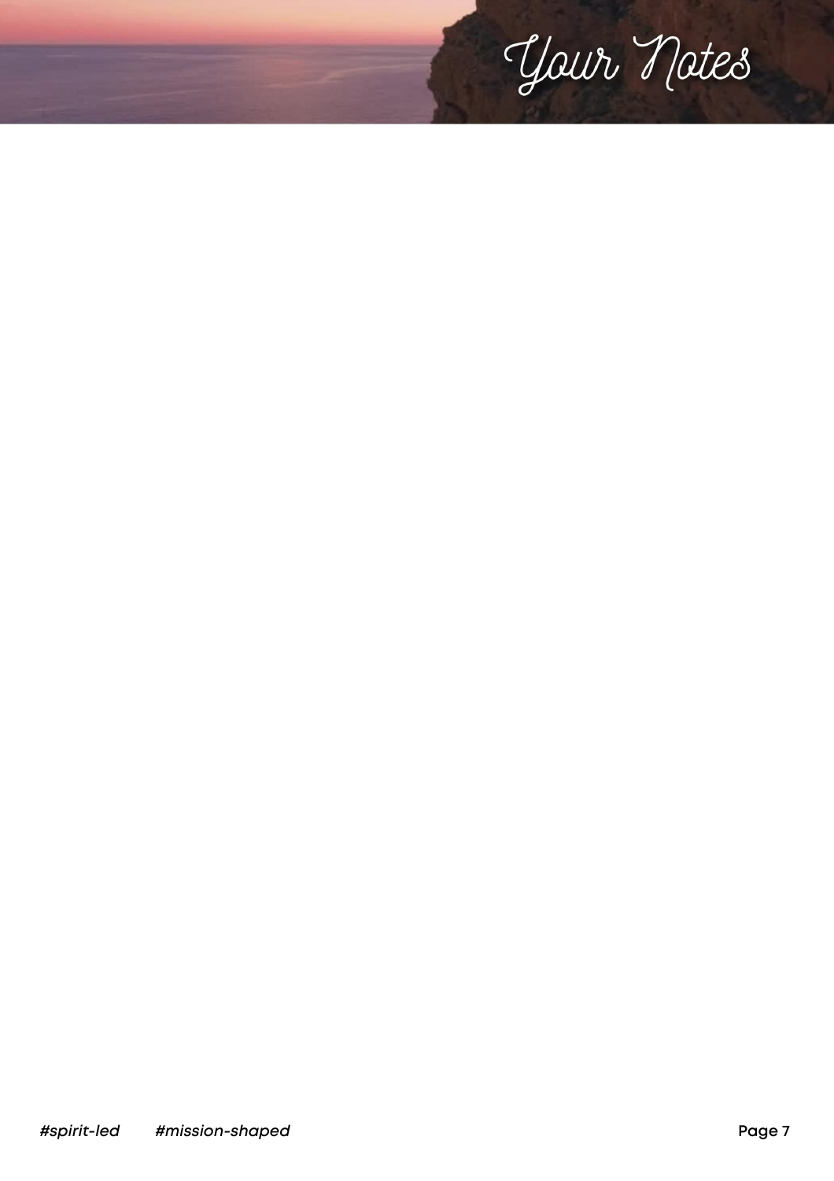# Your Notes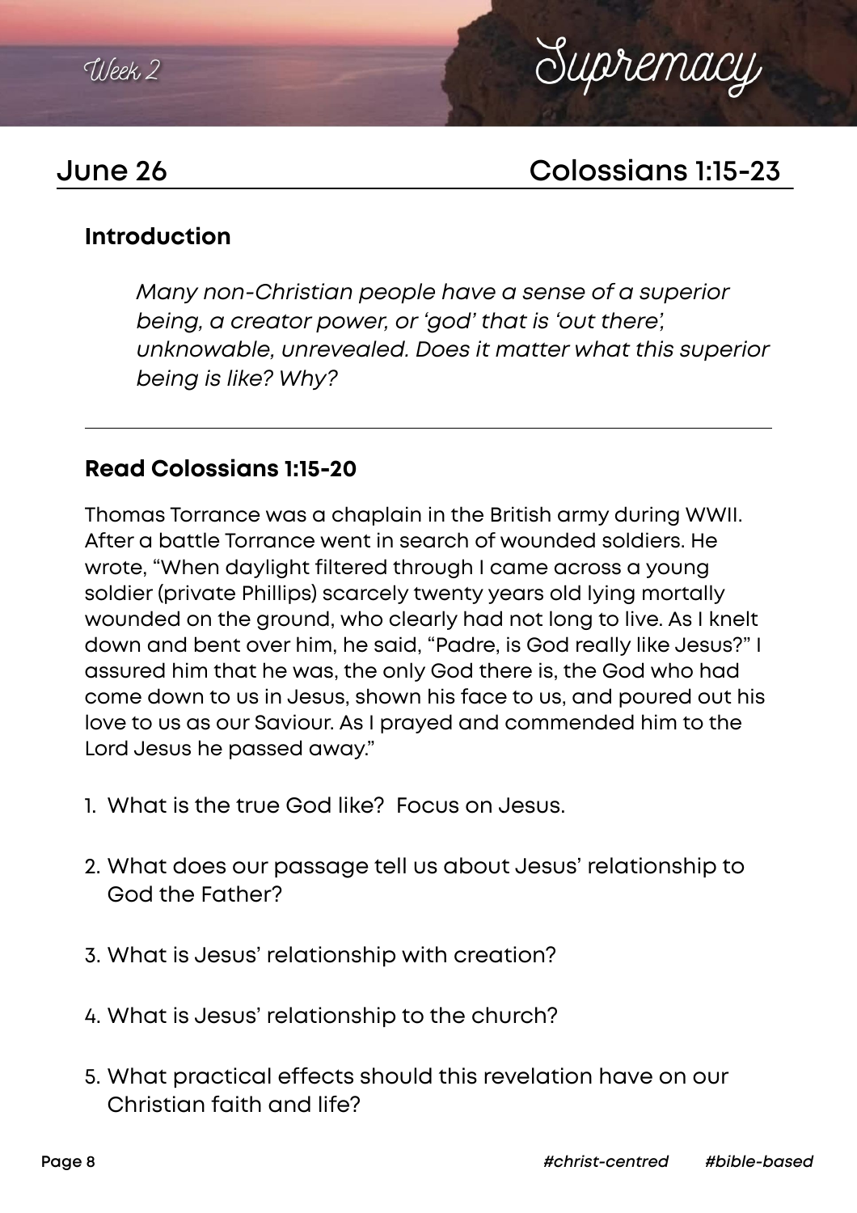Week 2

# Supremacy

## June 26 — Colossians 1:15-23

### Introduction

*Many non-Christian people have a sense of a superior being, a creator power, or 'god' that is 'out there', unknowable, unrevealed. Does it matter what this superior being is like? Why?*

---

### Read Colossians 1:15-20

Thomas Torrance was a chaplain in the British army during WWII. After a battle Torrance went in search of wounded soldiers. He wrote, "When daylight filtered through I came across a young soldier (private Phillips) scarcely twenty years old lying mortally wounded on the ground, who clearly had not long to live. As I knelt down and bent over him, he said, "Padre, is God really like Jesus?" I assured him that he was, the only God there is, the God who had come down to us in Jesus, shown his face to us, and poured out his love to us as our Saviour. As I prayed and commended him to the Lord Jesus he passed away."

1. What is the true God like? Focus on Jesus.
2. What does our passage tell us about Jesus' relationship to God the Father?
3. What is Jesus' relationship with creation?
4. What is Jesus' relationship to the church?
5. What practical effects should this revelation have on our Christian faith and life?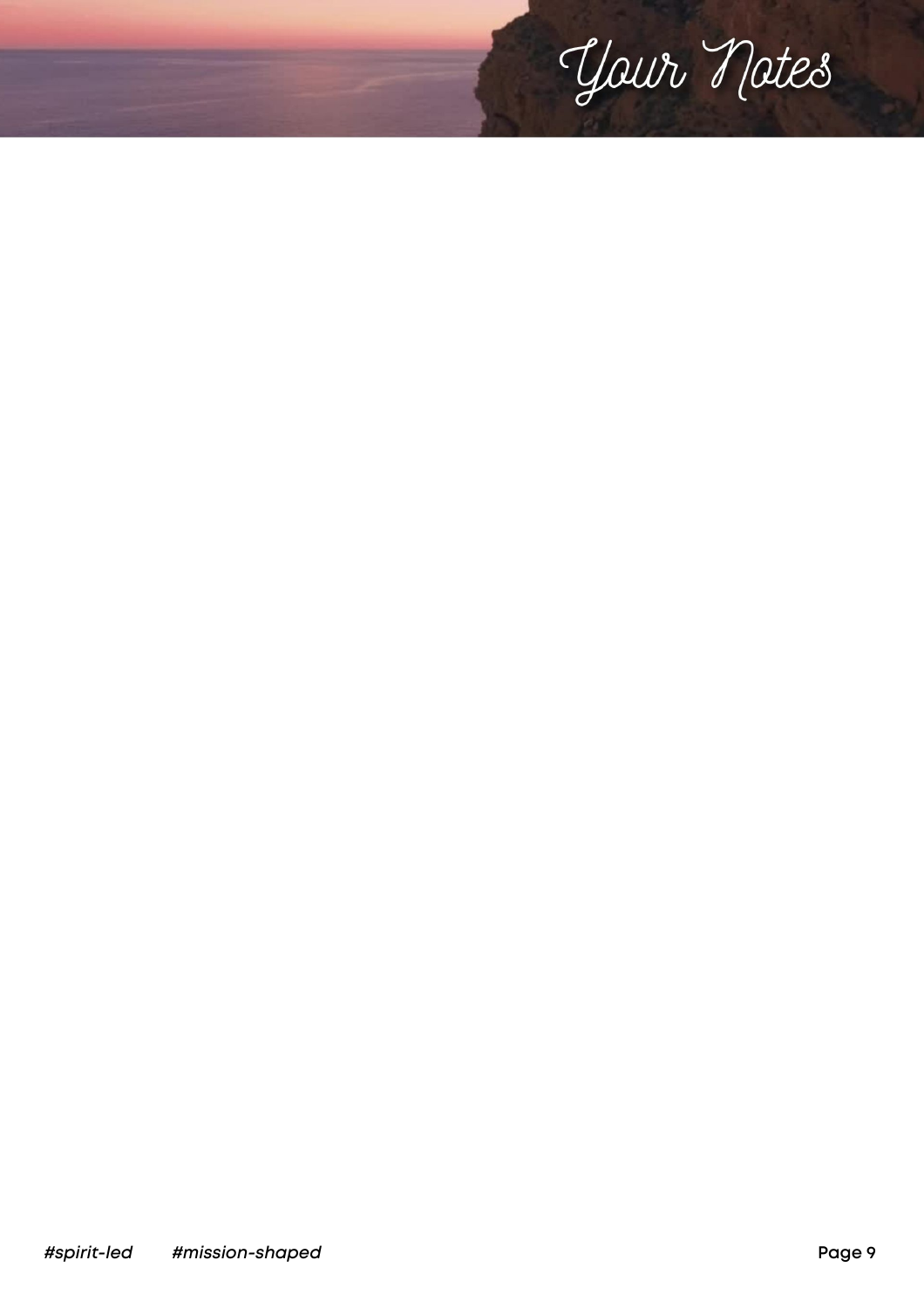# Your Notes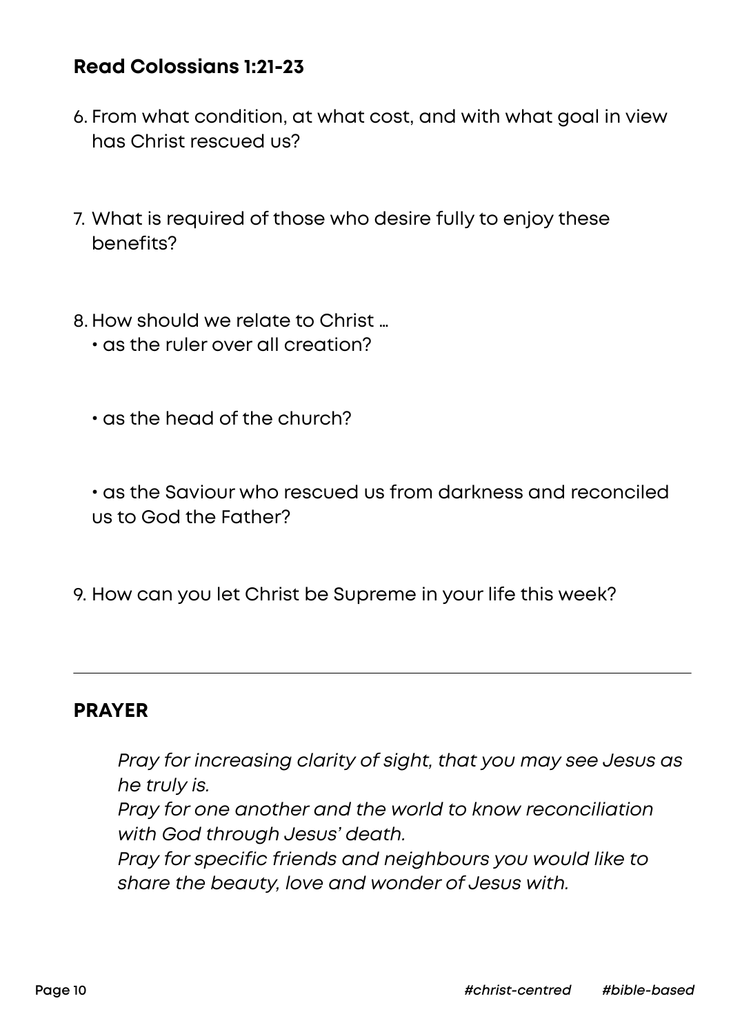**Read Colossians 1:21-23**

6. From what condition, at what cost, and with what goal in view has Christ rescued us?

7. What is required of those who desire fully to enjoy these benefits?

8. How should we relate to Christ …
   - as the ruler over all creation?

   - as the head of the church?

   - as the Saviour who rescued us from darkness and reconciled us to God the Father?

9. How can you let Christ be Supreme in your life this week?

---

**PRAYER**

*Pray for increasing clarity of sight, that you may see Jesus as he truly is.*
*Pray for one another and the world to know reconciliation with God through Jesus' death.*
*Pray for specific friends and neighbours you would like to share the beauty, love and wonder of Jesus with.*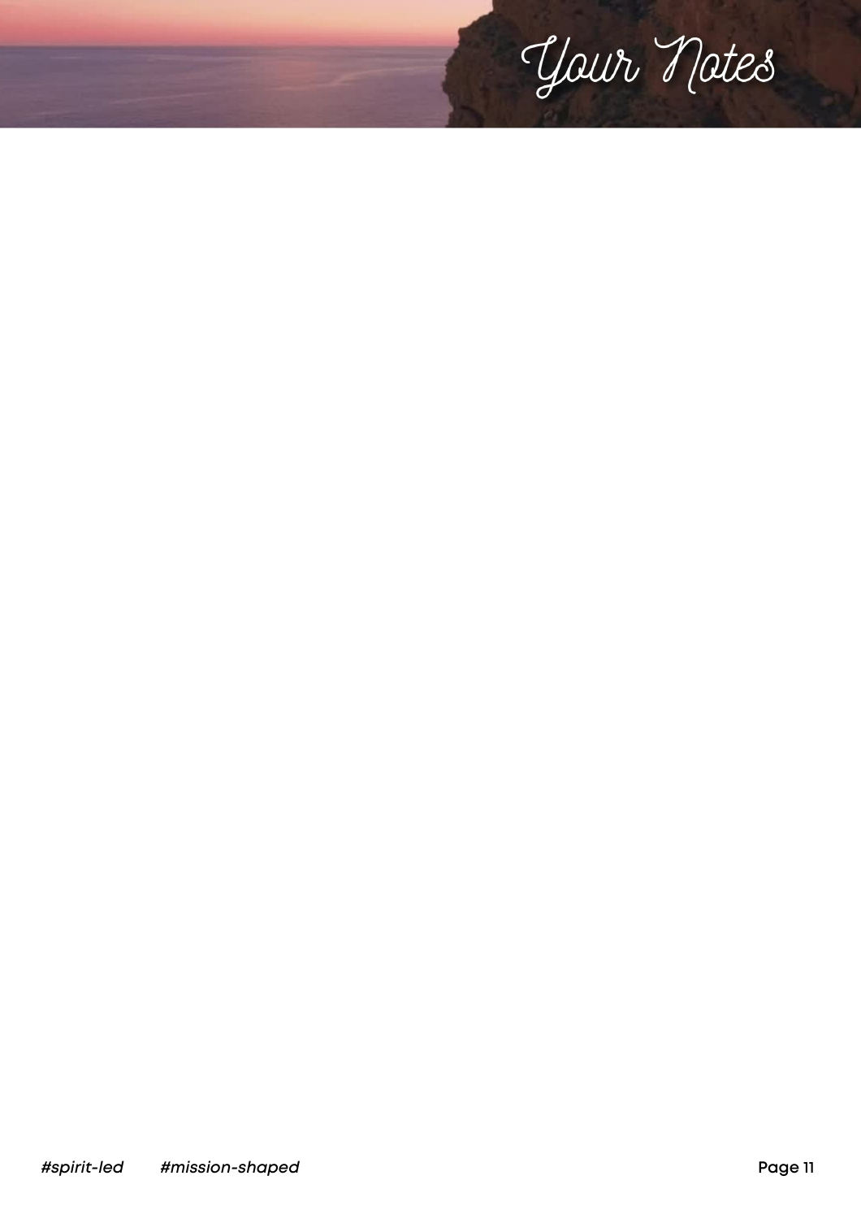# Your Notes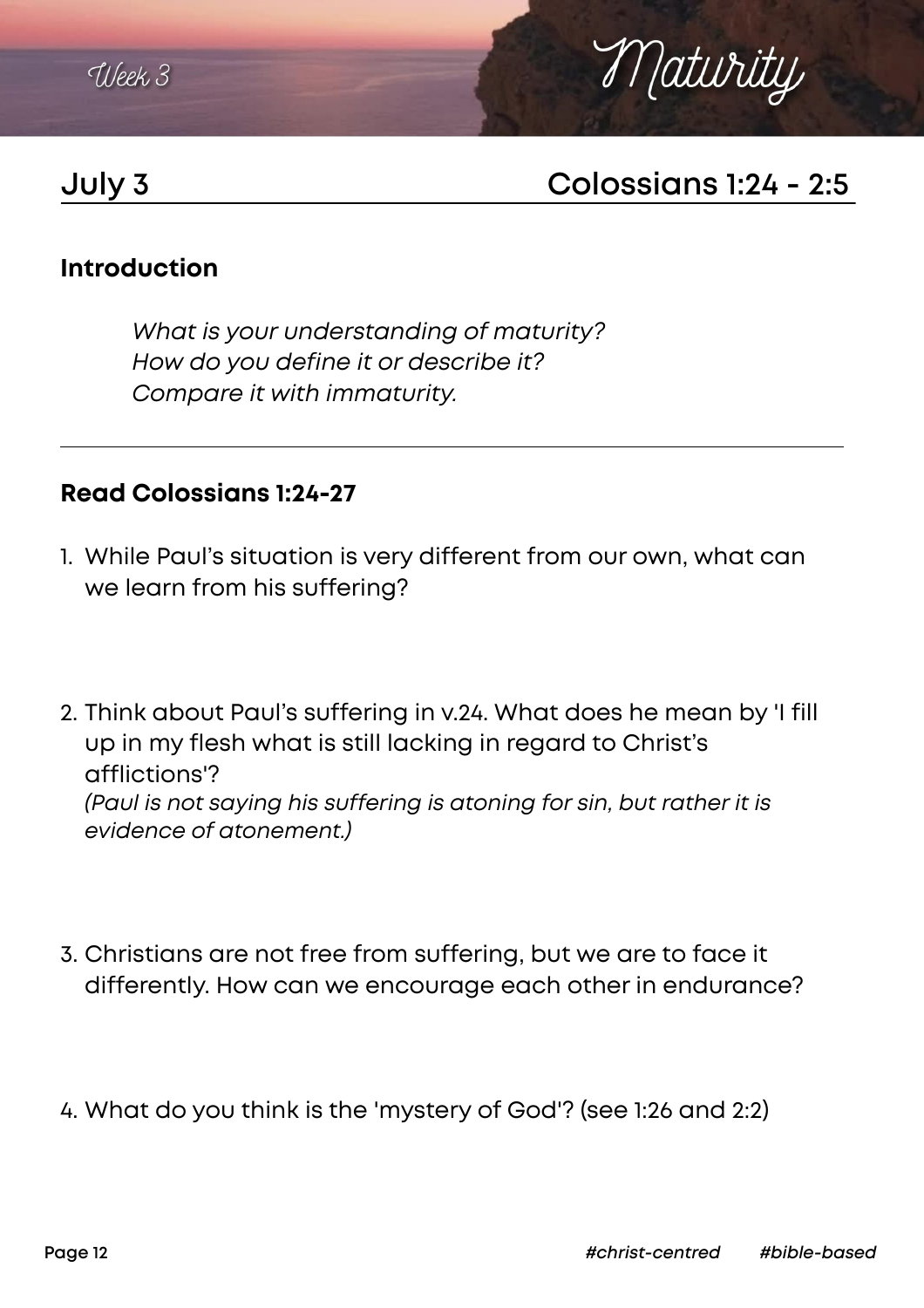Week 3

# Maturity

## July 3 — Colossians 1:24 - 2:5

### Introduction

*What is your understanding of maturity?*
*How do you define it or describe it?*
*Compare it with immaturity.*

---

### Read Colossians 1:24-27

1. While Paul's situation is very different from our own, what can we learn from his suffering?

2. Think about Paul's suffering in v.24. What does he mean by 'I fill up in my flesh what is still lacking in regard to Christ's afflictions'?
   *(Paul is not saying his suffering is atoning for sin, but rather it is evidence of atonement.)*

3. Christians are not free from suffering, but we are to face it differently. How can we encourage each other in endurance?

4. What do you think is the 'mystery of God'? (see 1:26 and 2:2)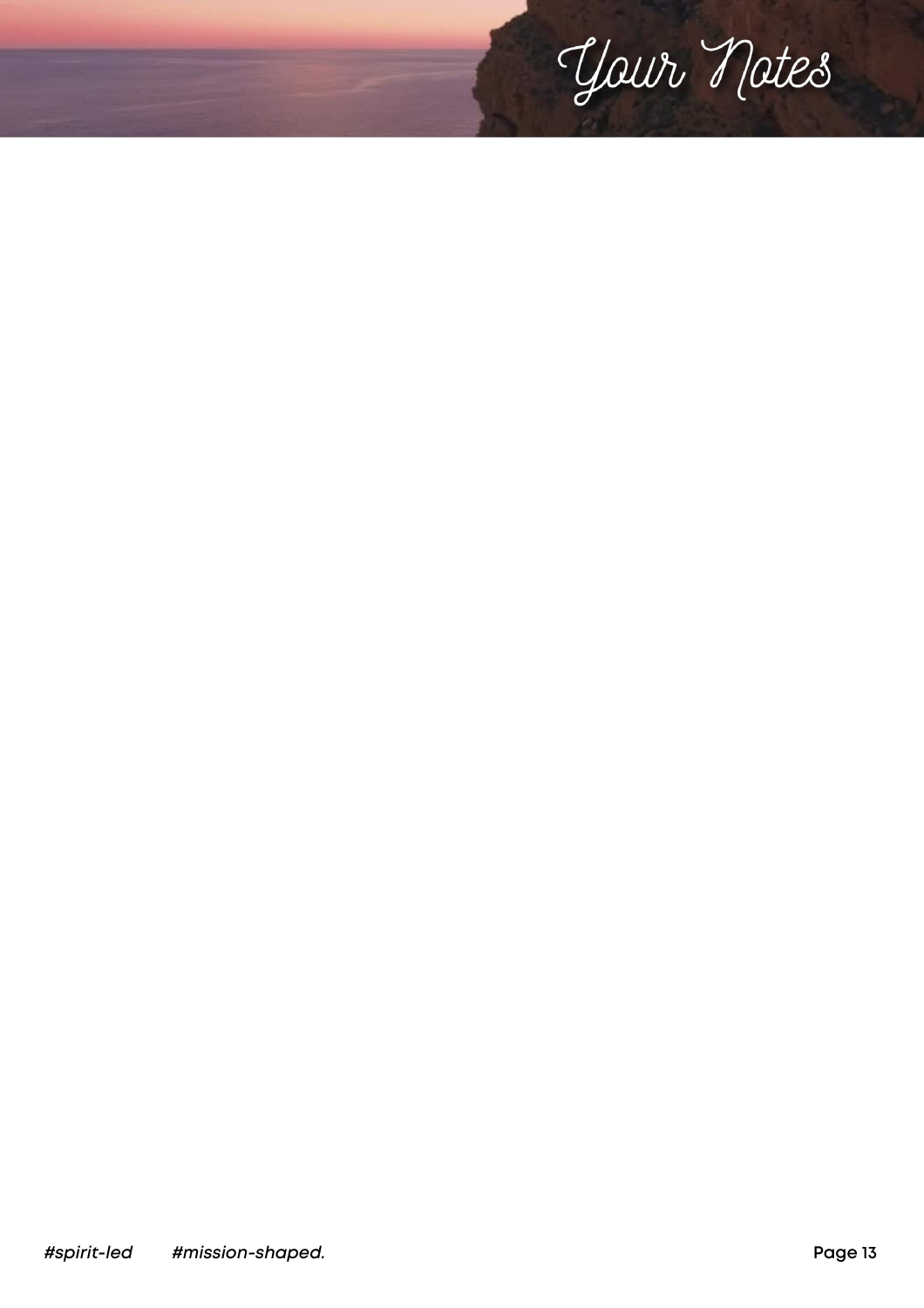# Your Notes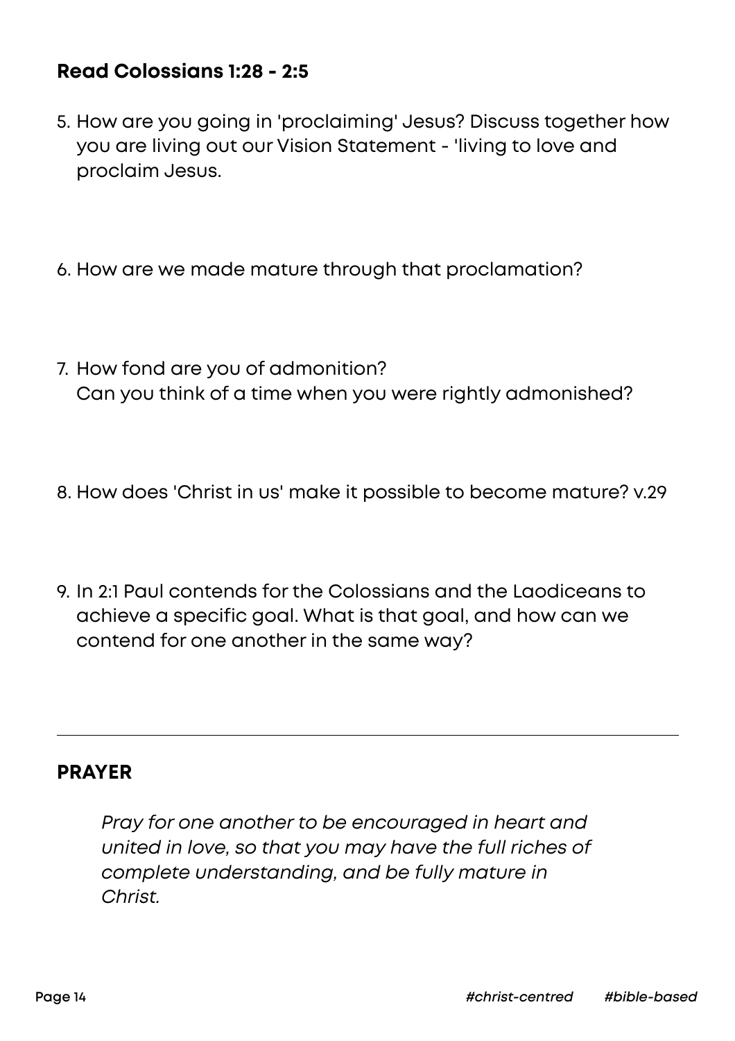### Read Colossians 1:28 - 2:5

5. How are you going in 'proclaiming' Jesus? Discuss together how you are living out our Vision Statement - 'living to love and proclaim Jesus.

6. How are we made mature through that proclamation?

7. How fond are you of admonition?
   Can you think of a time when you were rightly admonished?

8. How does 'Christ in us' make it possible to become mature? v.29

9. In 2:1 Paul contends for the Colossians and the Laodiceans to achieve a specific goal. What is that goal, and how can we contend for one another in the same way?

---

### PRAYER

*Pray for one another to be encouraged in heart and united in love, so that you may have the full riches of complete understanding, and be fully mature in Christ.*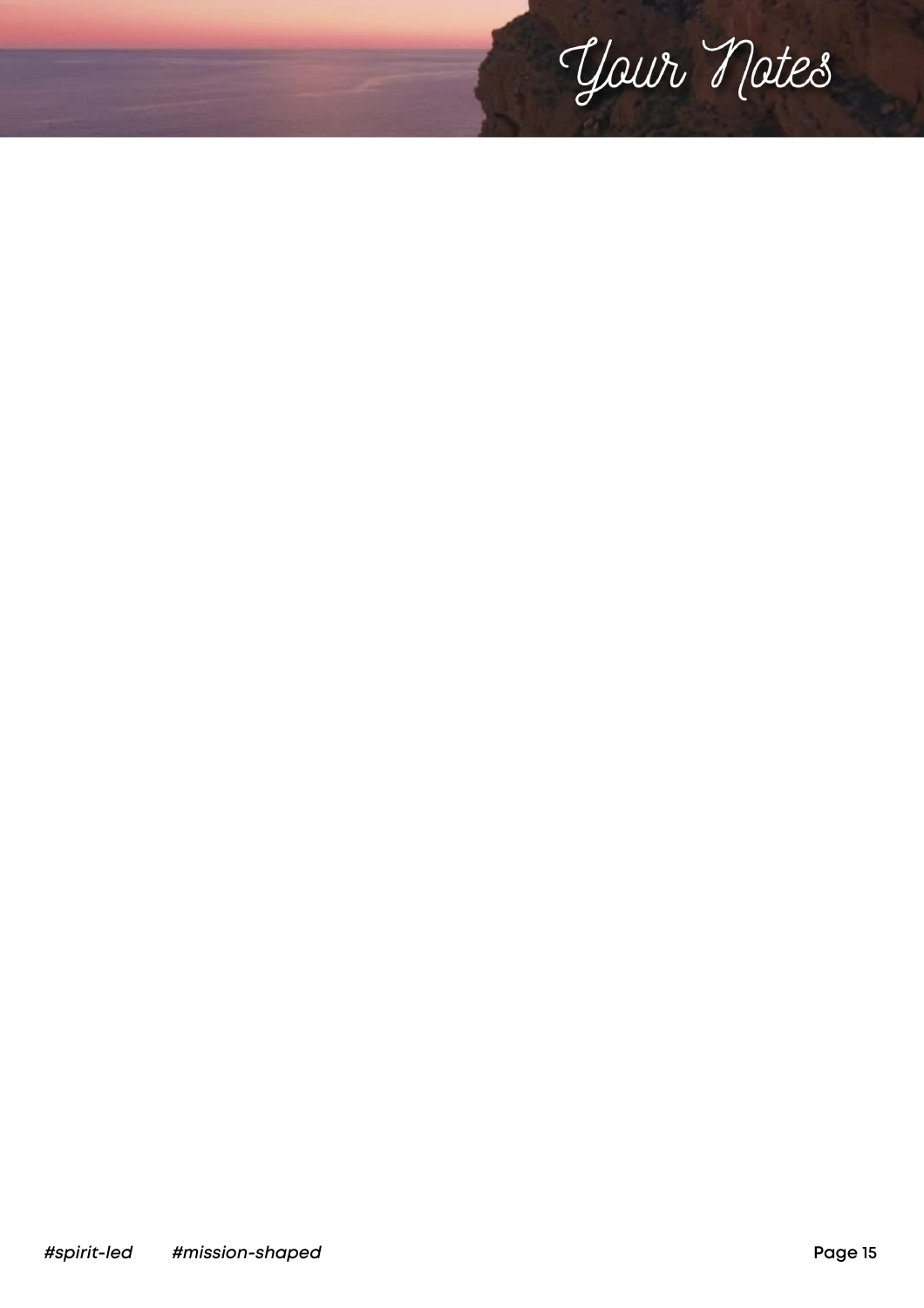# Your Notes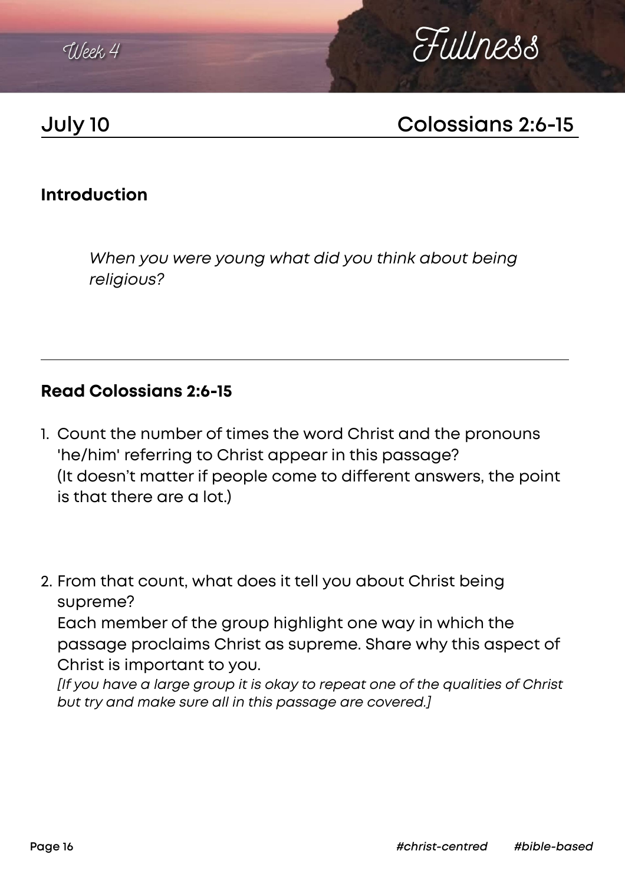Week 4

# Fullness

## July 10 Colossians 2:6-15

### Introduction

*When you were young what did you think about being religious?*

---

### Read Colossians 2:6-15

1. Count the number of times the word Christ and the pronouns 'he/him' referring to Christ appear in this passage?
   (It doesn't matter if people come to different answers, the point is that there are a lot.)

2. From that count, what does it tell you about Christ being supreme?
   Each member of the group highlight one way in which the passage proclaims Christ as supreme. Share why this aspect of Christ is important to you.
   *[If you have a large group it is okay to repeat one of the qualities of Christ but try and make sure all in this passage are covered.]*

*#christ-centred* *#bible-based*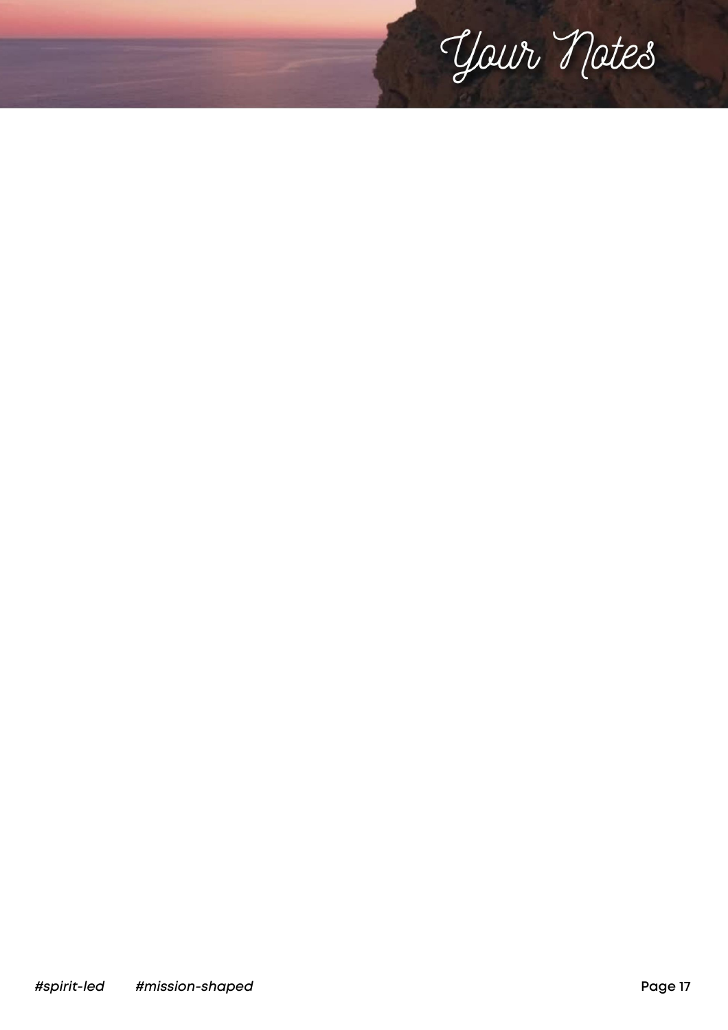# Your Notes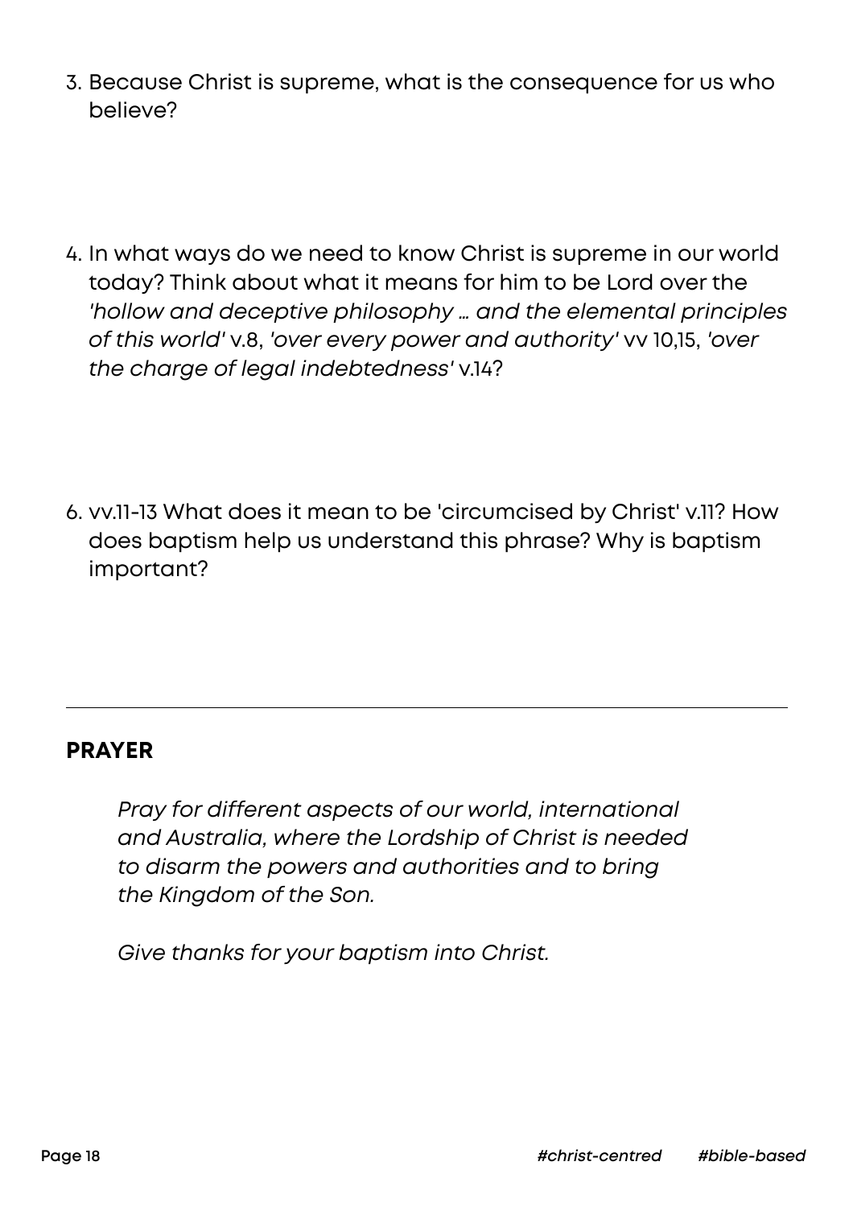3. Because Christ is supreme, what is the consequence for us who believe?

4. In what ways do we need to know Christ is supreme in our world today? Think about what it means for him to be Lord over the *'hollow and deceptive philosophy … and the elemental principles of this world'* v.8, *'over every power and authority'* vv 10,15, *'over the charge of legal indebtedness'* v.14?

6. vv.11-13 What does it mean to be 'circumcised by Christ' v.11? How does baptism help us understand this phrase? Why is baptism important?

---

## PRAYER

*Pray for different aspects of our world, international and Australia, where the Lordship of Christ is needed to disarm the powers and authorities and to bring the Kingdom of the Son.*

*Give thanks for your baptism into Christ.*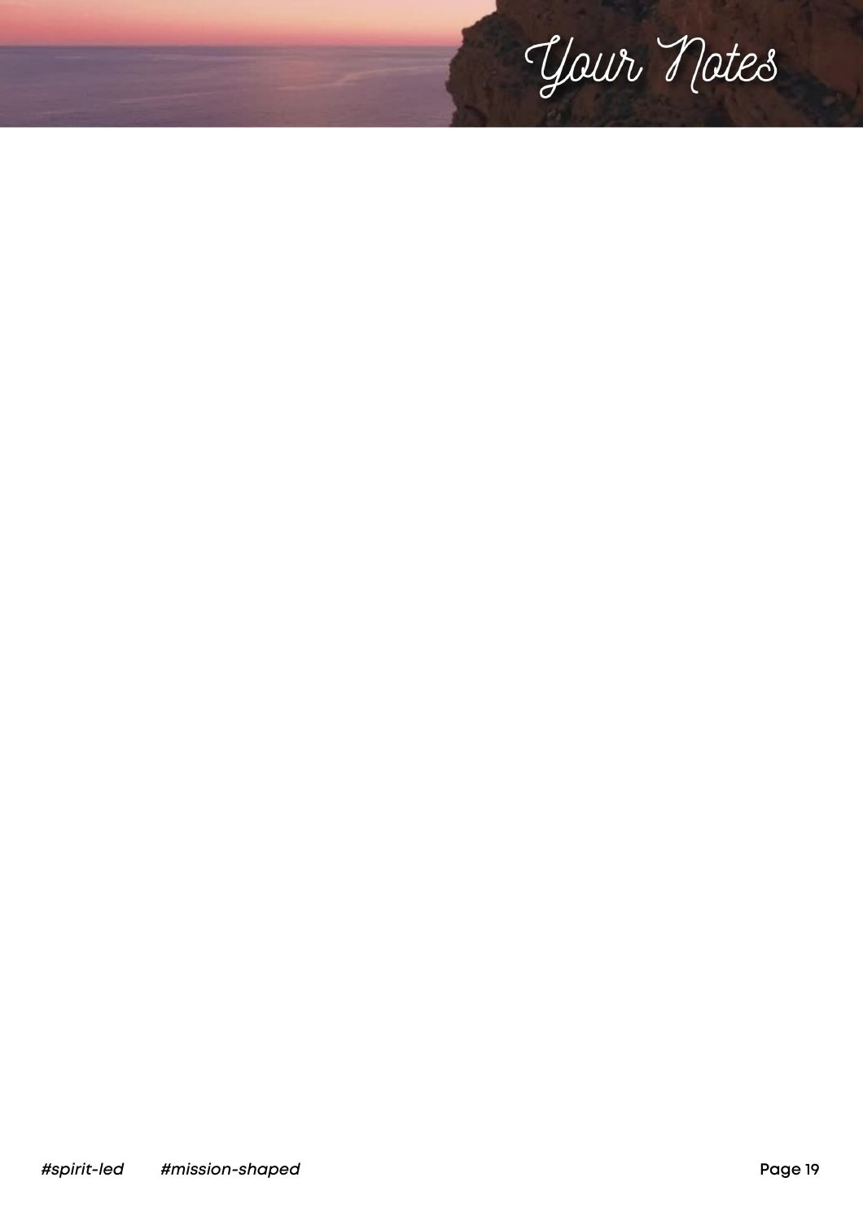# Your Notes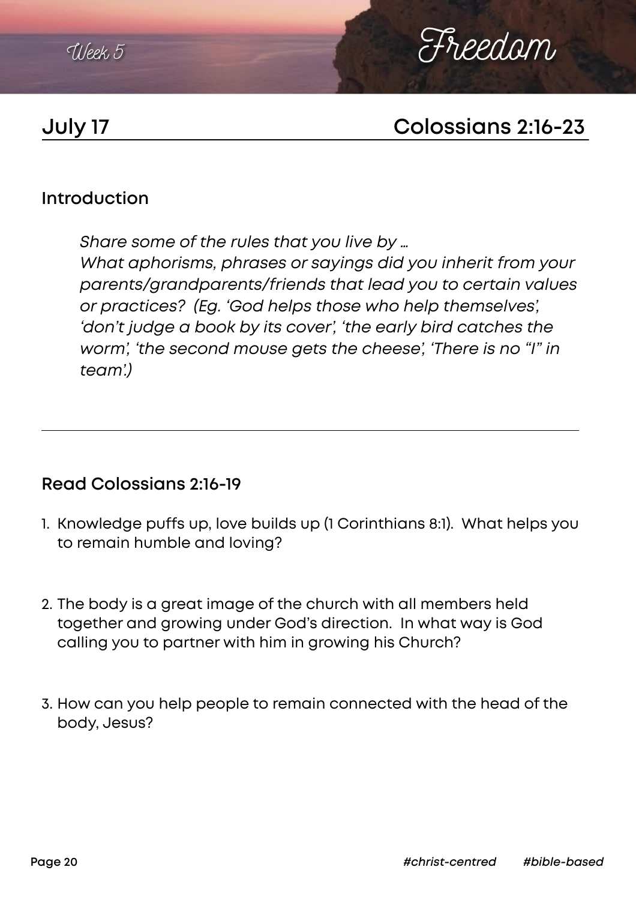Week 5

# Freedom

## July 17 — Colossians 2:16-23

### Introduction

*Share some of the rules that you live by …*
*What aphorisms, phrases or sayings did you inherit from your parents/grandparents/friends that lead you to certain values or practices? (Eg. 'God helps those who help themselves', 'don't judge a book by its cover', 'the early bird catches the worm', 'the second mouse gets the cheese', 'There is no "I" in team'.)*

---

### Read Colossians 2:16-19

1. Knowledge puffs up, love builds up (1 Corinthians 8:1). What helps you to remain humble and loving?

2. The body is a great image of the church with all members held together and growing under God's direction. In what way is God calling you to partner with him in growing his Church?

3. How can you help people to remain connected with the head of the body, Jesus?

*#christ-centred* *#bible-based*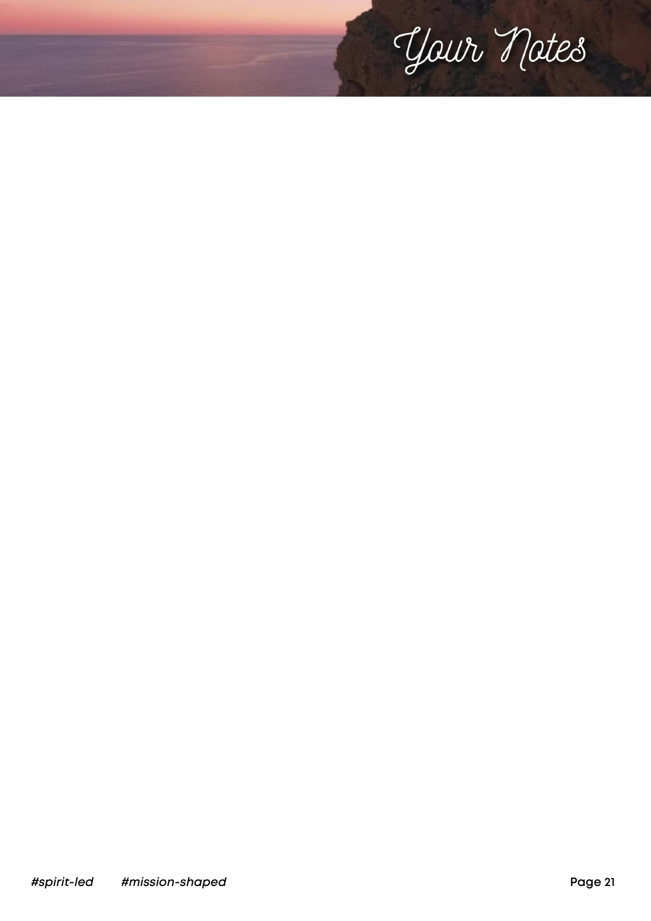# Your Notes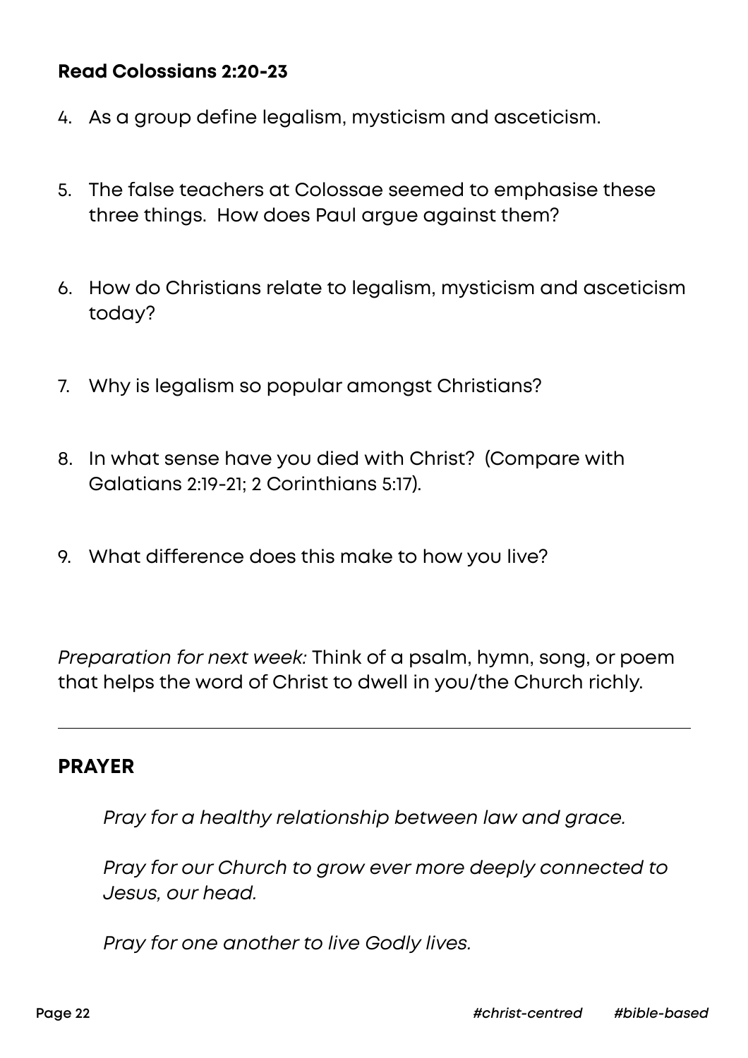**Read Colossians 2:20-23**

4. As a group define legalism, mysticism and asceticism.

5. The false teachers at Colossae seemed to emphasise these three things. How does Paul argue against them?

6. How do Christians relate to legalism, mysticism and asceticism today?

7. Why is legalism so popular amongst Christians?

8. In what sense have you died with Christ? (Compare with Galatians 2:19-21; 2 Corinthians 5:17).

9. What difference does this make to how you live?

*Preparation for next week:* Think of a psalm, hymn, song, or poem that helps the word of Christ to dwell in you/the Church richly.

---

## PRAYER

*Pray for a healthy relationship between law and grace.*

*Pray for our Church to grow ever more deeply connected to Jesus, our head.*

*Pray for one another to live Godly lives.*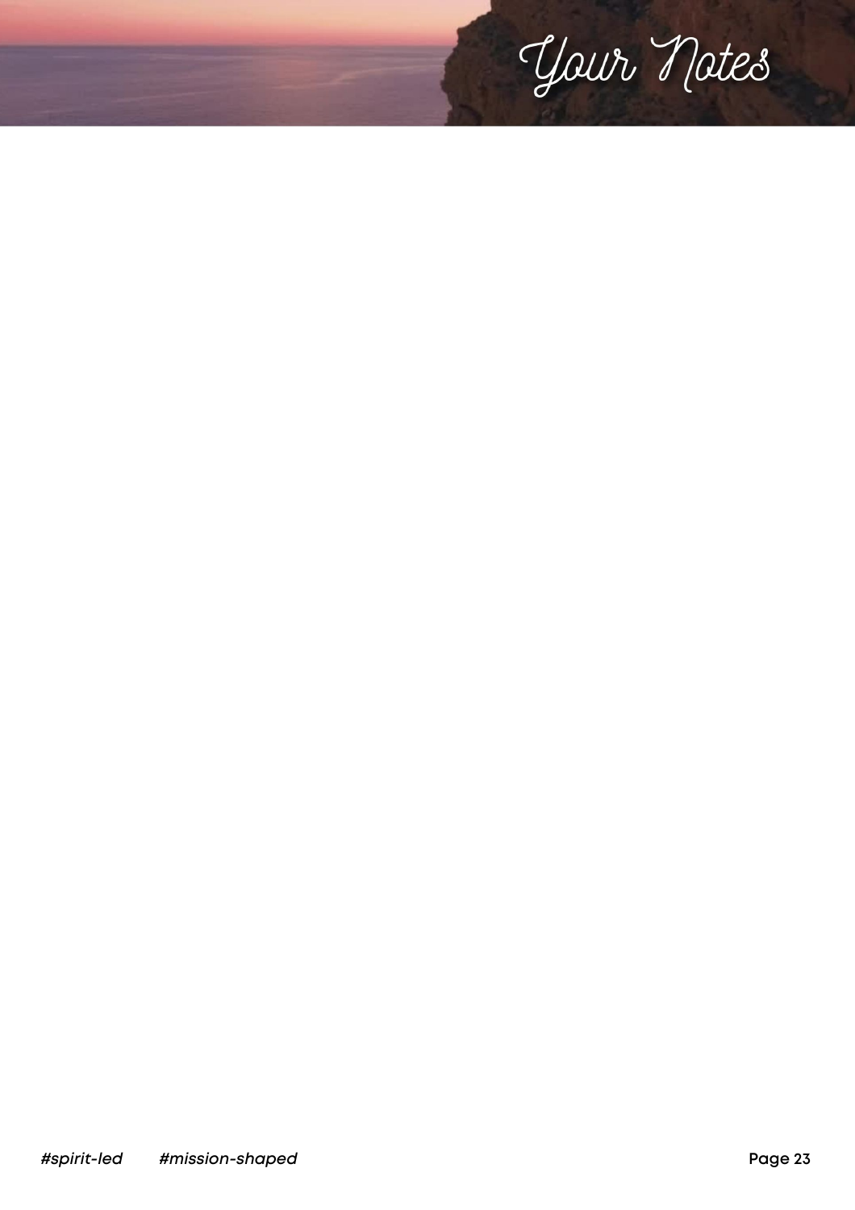# Your Notes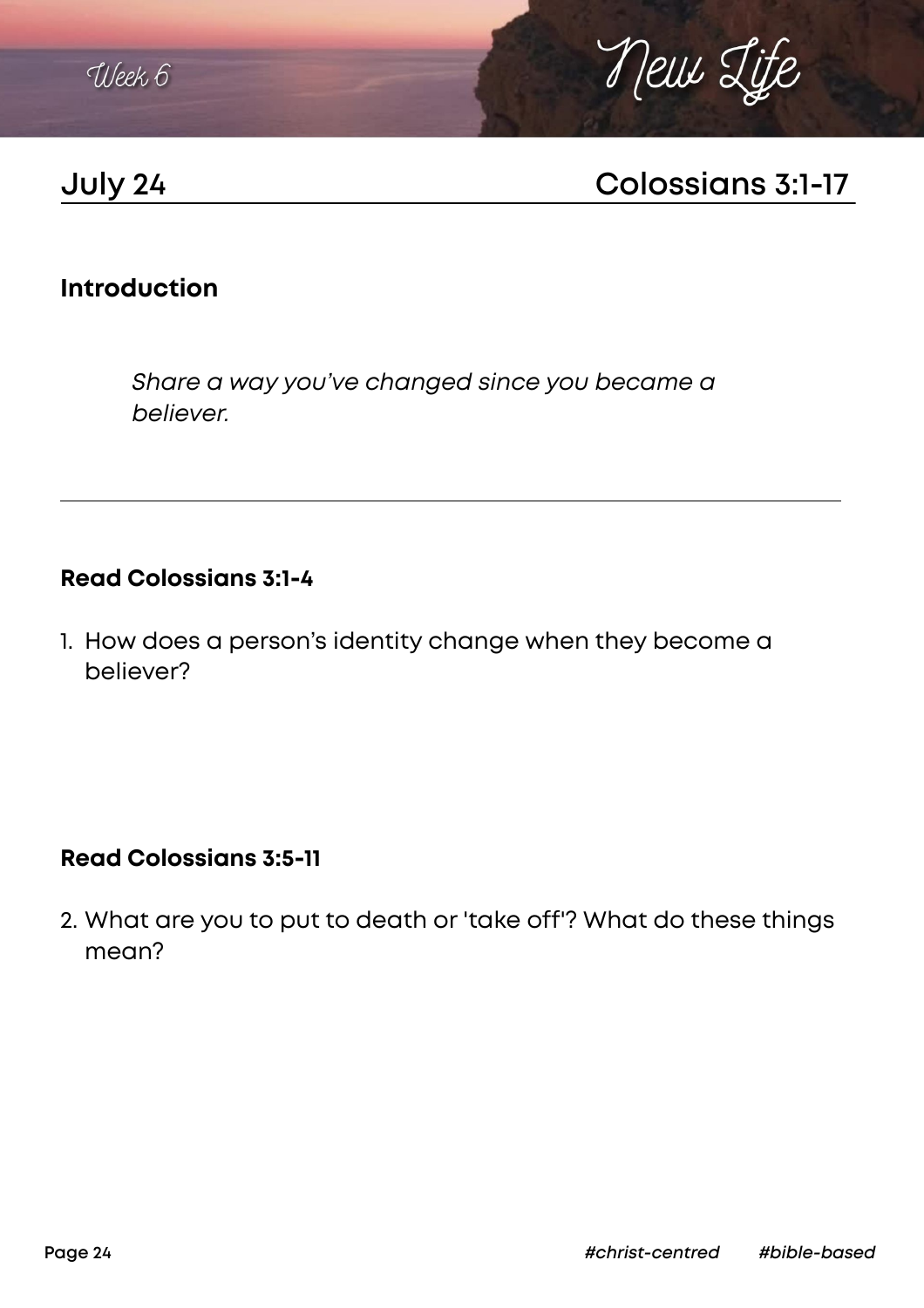Week 6

# New Life

## July 24 — Colossians 3:1-17

### Introduction

*Share a way you've changed since you became a believer.*

---

**Read Colossians 3:1-4**

1. How does a person's identity change when they become a believer?

**Read Colossians 3:5-11**

2. What are you to put to death or 'take off'? What do these things mean?

*#christ-centred* *#bible-based*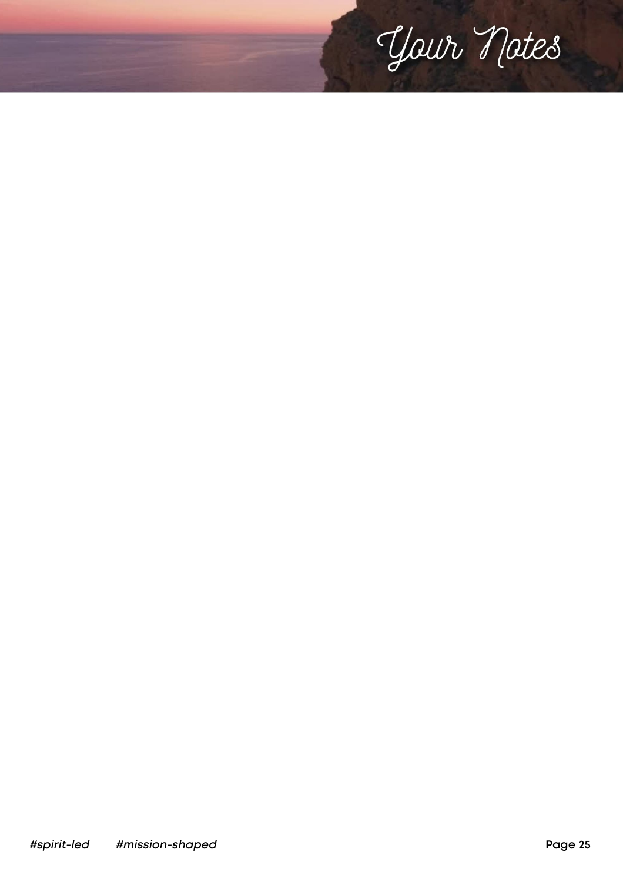# Your Notes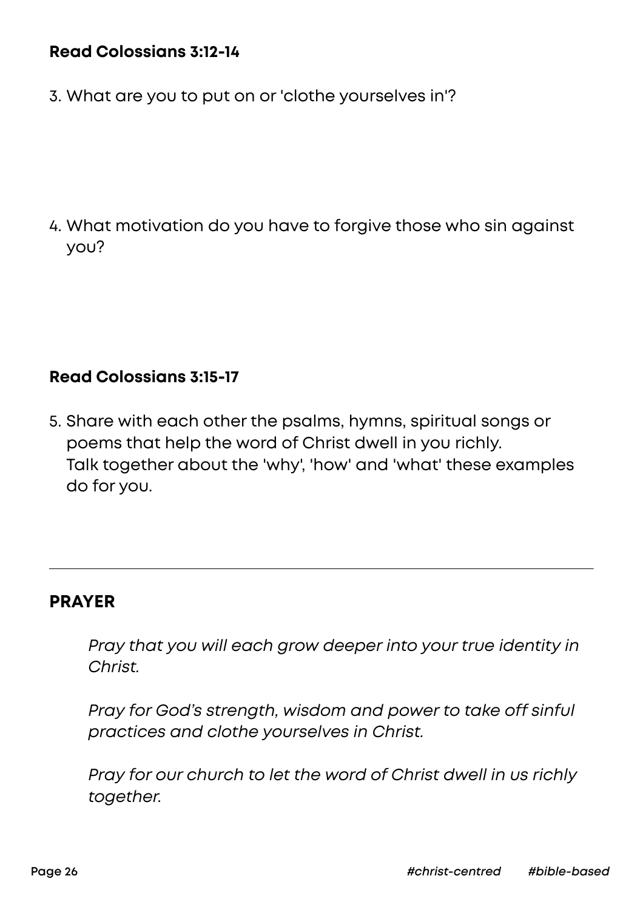**Read Colossians 3:12-14**

3. What are you to put on or 'clothe yourselves in'?

4. What motivation do you have to forgive those who sin against you?

**Read Colossians 3:15-17**

5. Share with each other the psalms, hymns, spiritual songs or poems that help the word of Christ dwell in you richly. Talk together about the 'why', 'how' and 'what' these examples do for you.

---

## PRAYER

*Pray that you will each grow deeper into your true identity in Christ.*

*Pray for God's strength, wisdom and power to take off sinful practices and clothe yourselves in Christ.*

*Pray for our church to let the word of Christ dwell in us richly together.*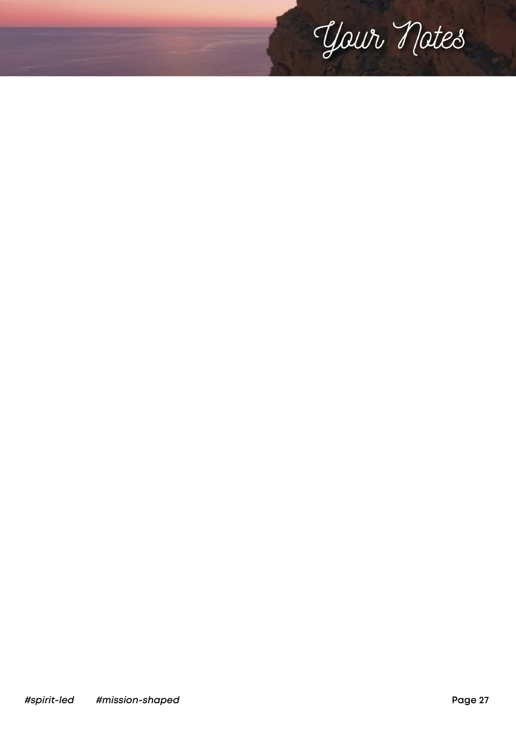# Your Notes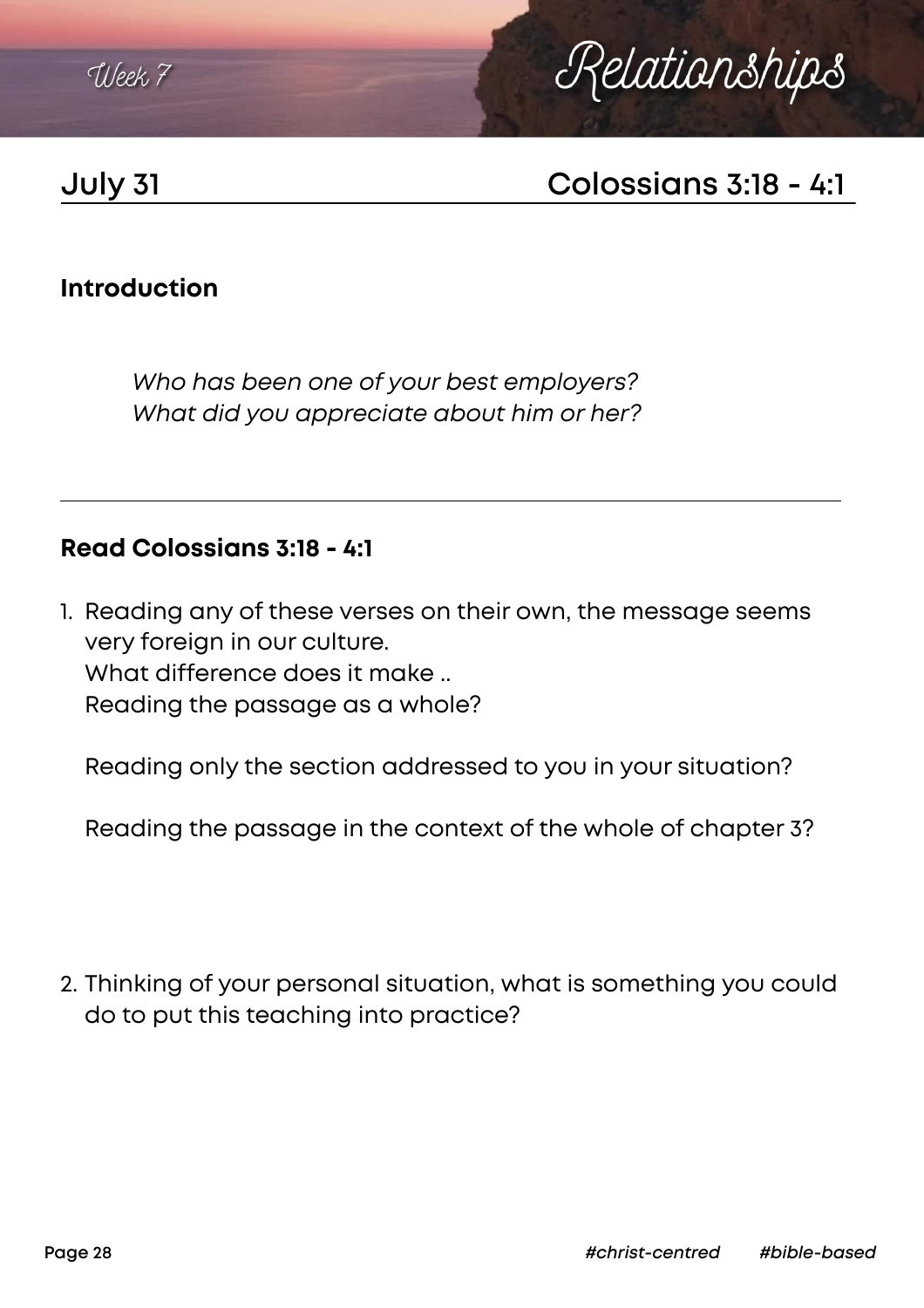Week 7 — Relationships

## July 31 — Colossians 3:18 - 4:1

### Introduction

*Who has been one of your best employers?*
*What did you appreciate about him or her?*

---

### Read Colossians 3:18 - 4:1

1. Reading any of these verses on their own, the message seems very foreign in our culture.
   What difference does it make ..
   Reading the passage as a whole?

   Reading only the section addressed to you in your situation?

   Reading the passage in the context of the whole of chapter 3?

2. Thinking of your personal situation, what is something you could do to put this teaching into practice?

#christ-centred #bible-based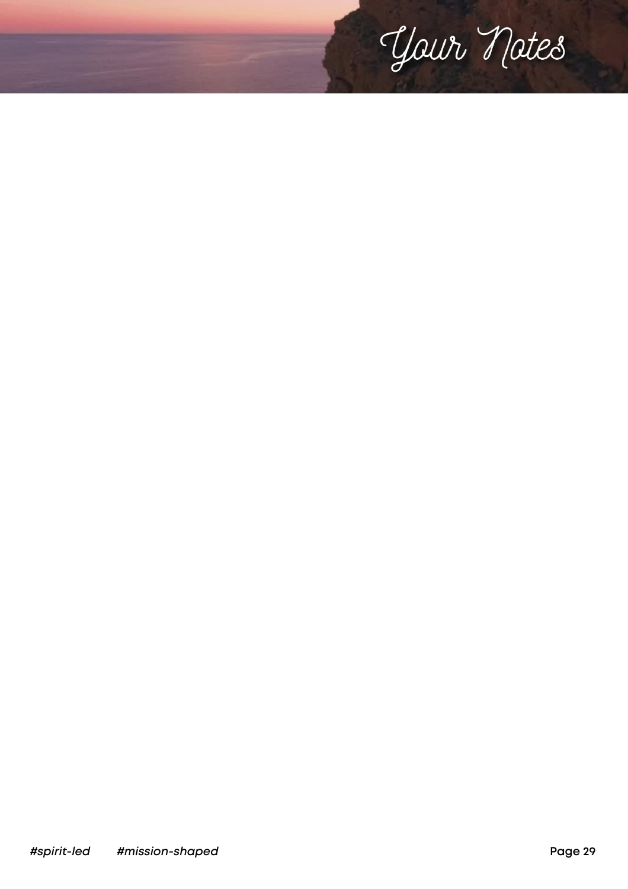# Your Notes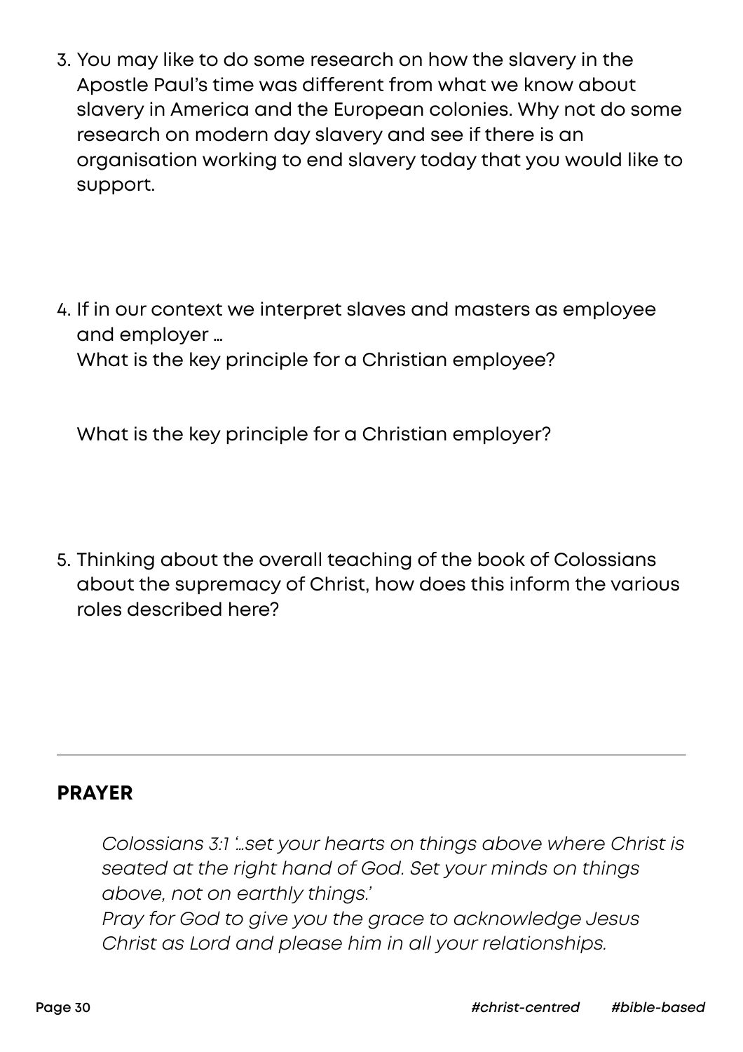3. You may like to do some research on how the slavery in the Apostle Paul's time was different from what we know about slavery in America and the European colonies. Why not do some research on modern day slavery and see if there is an organisation working to end slavery today that you would like to support.

4. If in our context we interpret slaves and masters as employee and employer …
   What is the key principle for a Christian employee?

   What is the key principle for a Christian employer?

5. Thinking about the overall teaching of the book of Colossians about the supremacy of Christ, how does this inform the various roles described here?

---

## PRAYER

*Colossians 3:1 '…set your hearts on things above where Christ is seated at the right hand of God. Set your minds on things above, not on earthly things.'*
*Pray for God to give you the grace to acknowledge Jesus Christ as Lord and please him in all your relationships.*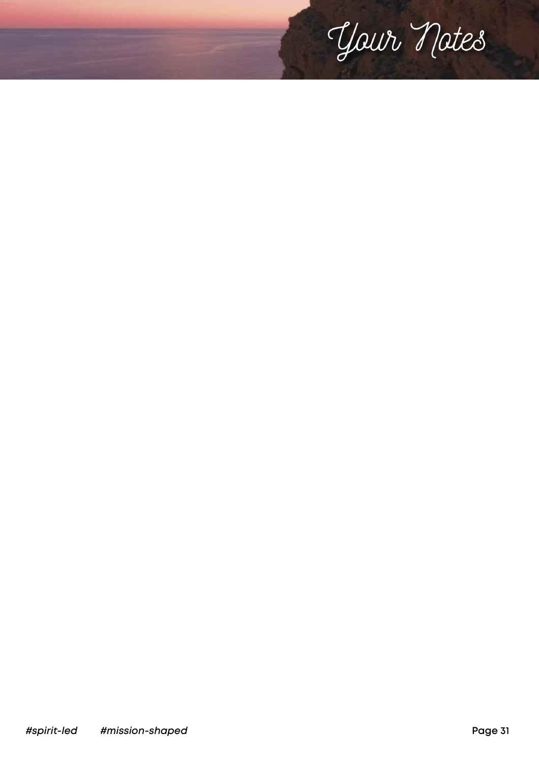# Your Notes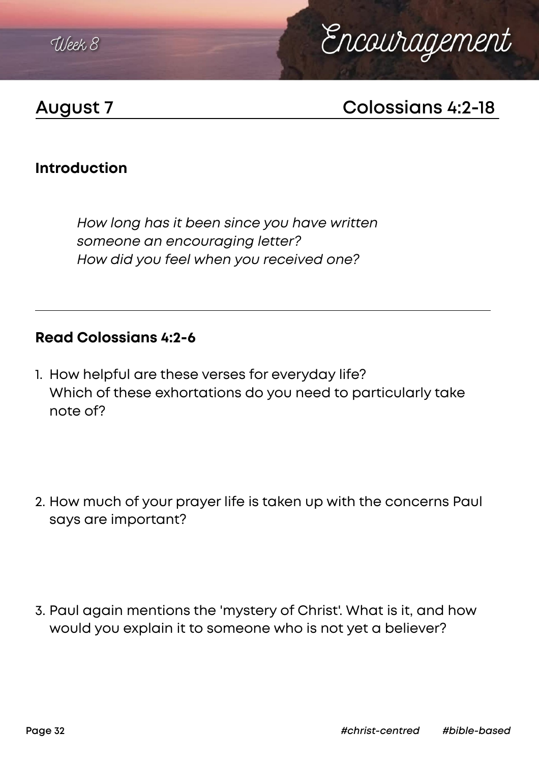Week 8

# Encouragement

## August 7 — Colossians 4:2-18

### Introduction

*How long has it been since you have written someone an encouraging letter?*
*How did you feel when you received one?*

---

### Read Colossians 4:2-6

1. How helpful are these verses for everyday life?
   Which of these exhortations do you need to particularly take note of?

2. How much of your prayer life is taken up with the concerns Paul says are important?

3. Paul again mentions the 'mystery of Christ'. What is it, and how would you explain it to someone who is not yet a believer?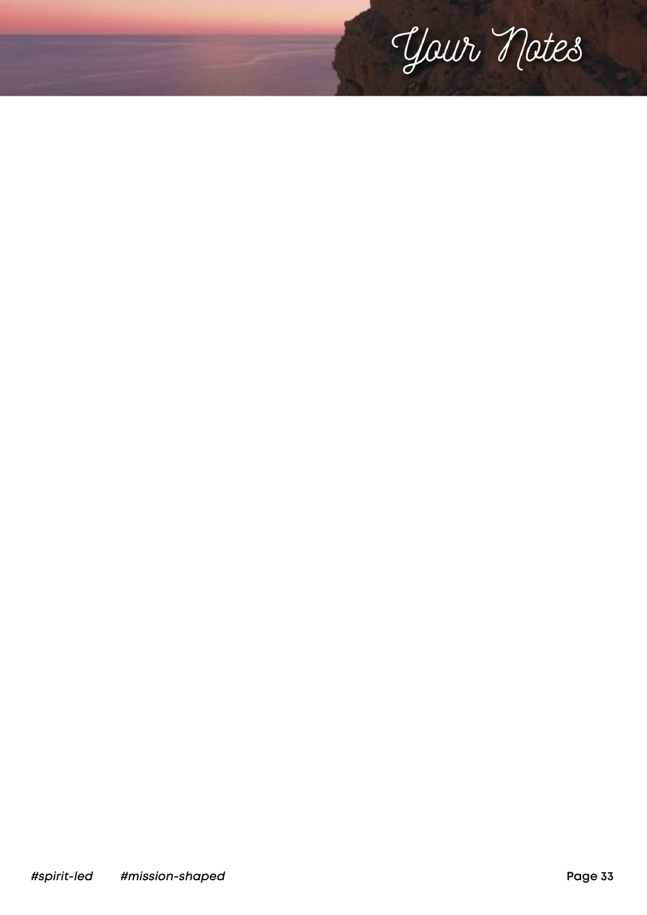# Your Notes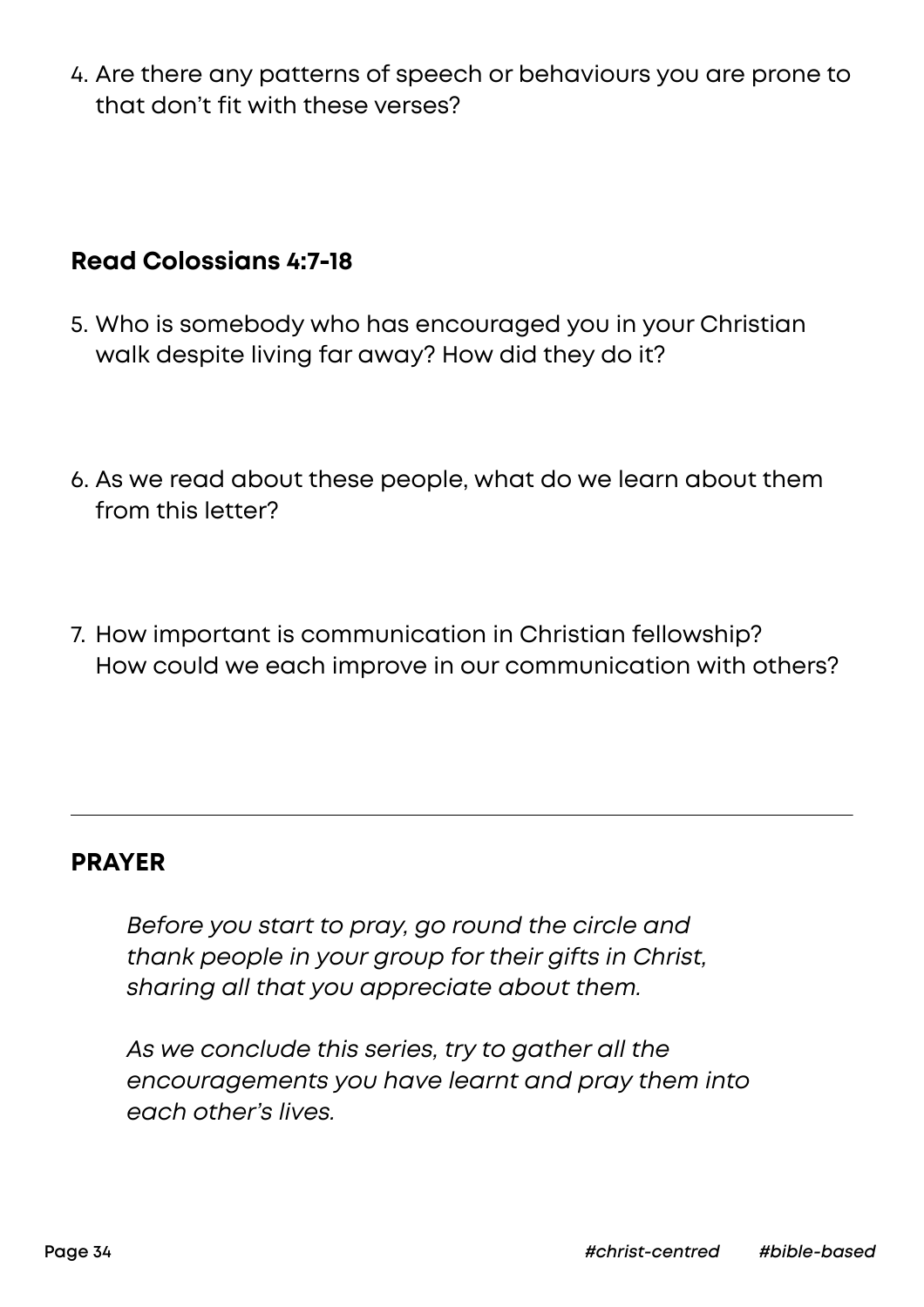4. Are there any patterns of speech or behaviours you are prone to that don't fit with these verses?

**Read Colossians 4:7-18**

5. Who is somebody who has encouraged you in your Christian walk despite living far away? How did they do it?

6. As we read about these people, what do we learn about them from this letter?

7. How important is communication in Christian fellowship? How could we each improve in our communication with others?

---

**PRAYER**

*Before you start to pray, go round the circle and thank people in your group for their gifts in Christ, sharing all that you appreciate about them.*

*As we conclude this series, try to gather all the encouragements you have learnt and pray them into each other's lives.*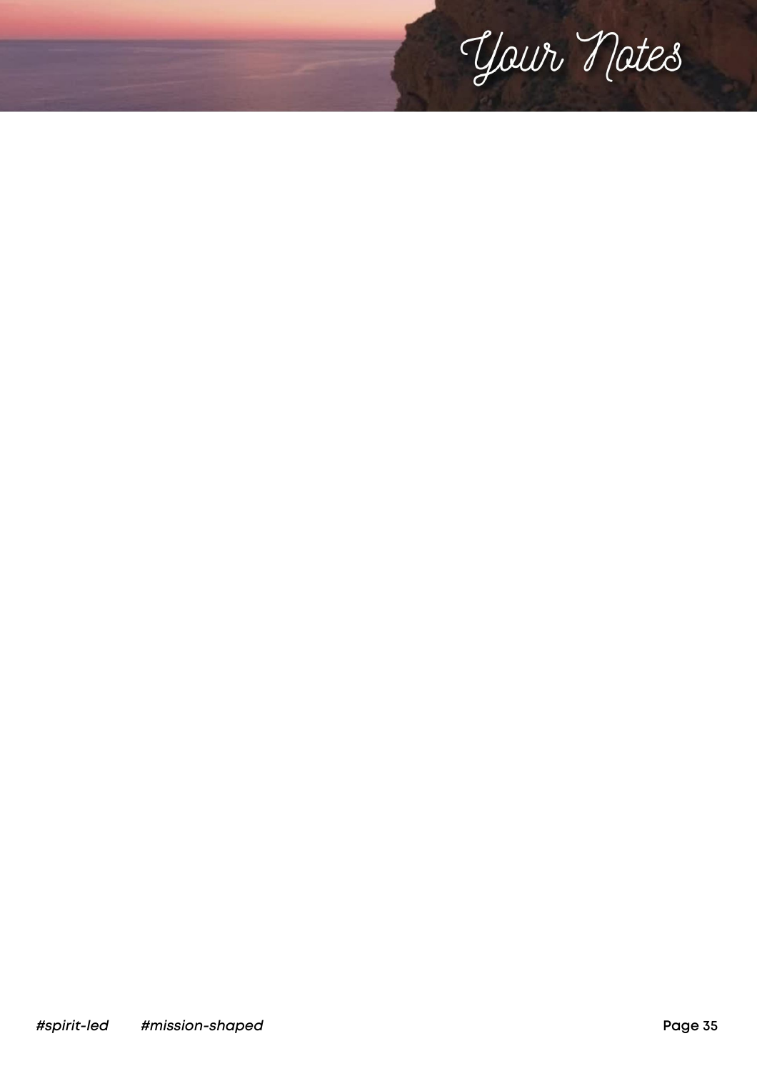# Your Notes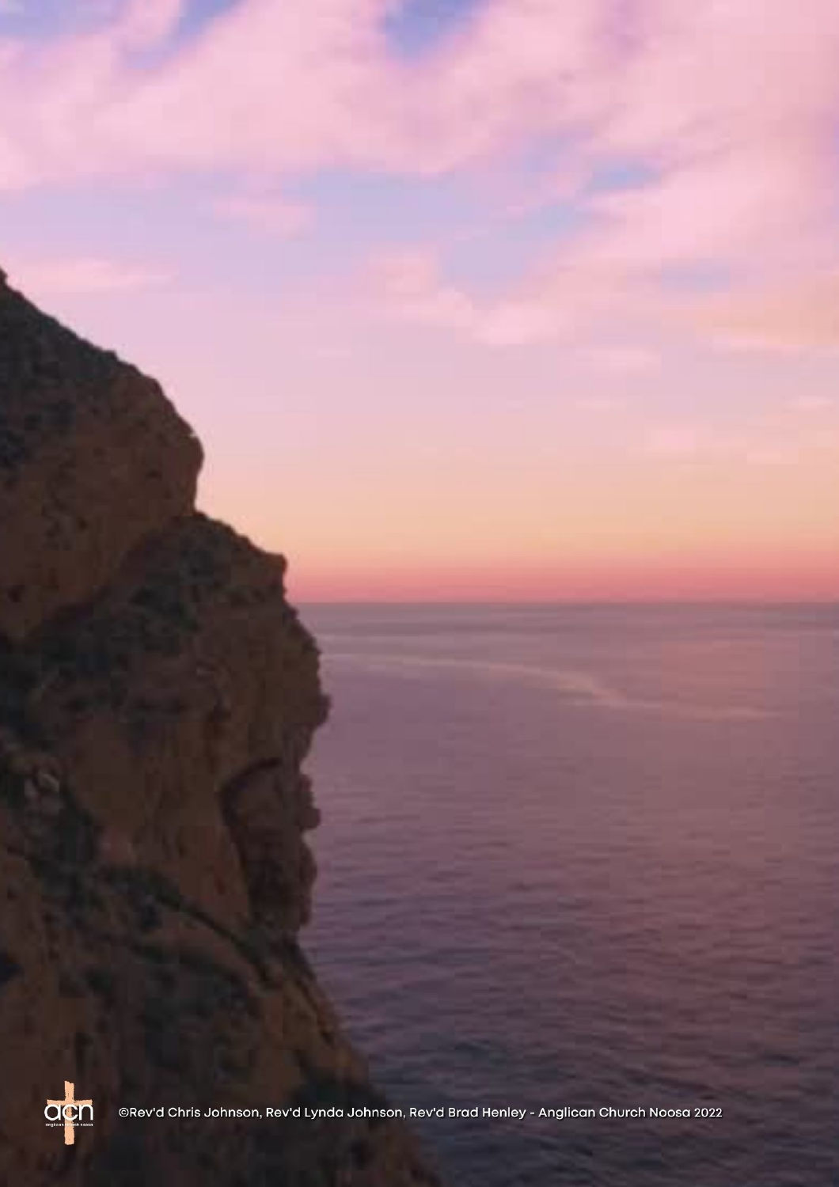©Rev'd Chris Johnson, Rev'd Lynda Johnson, Rev'd Brad Henley - Anglican Church Noosa 2022